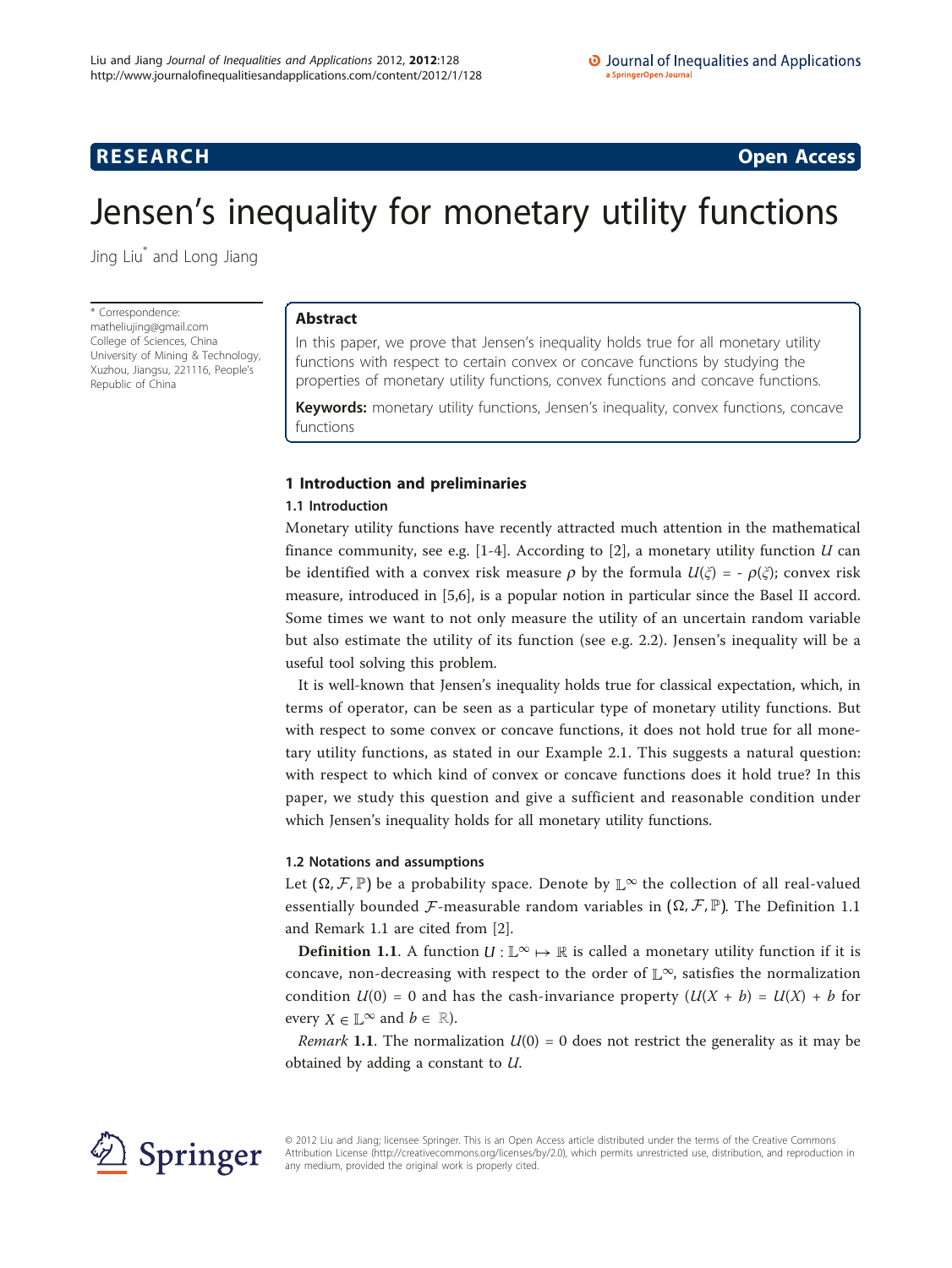**RESEARCH** **Open Access**

# Jensen's inequality for monetary utility functions

Jing Liu* and Long Jiang

\* Correspondence: matheliujing@gmail.com College of Sciences, China University of Mining & Technology, Xuzhou, Jiangsu, 221116, People's Republic of China

## Abstract

In this paper, we prove that Jensen's inequality holds true for all monetary utility functions with respect to certain convex or concave functions by studying the properties of monetary utility functions, convex functions and concave functions.

**Keywords:** monetary utility functions, Jensen's inequality, convex functions, concave functions

## 1 Introduction and preliminaries

### 1.1 Introduction

Monetary utility functions have recently attracted much attention in the mathematical finance community, see e.g. [1-4]. According to [2], a monetary utility function $U$ can be identified with a convex risk measure $\rho$ by the formula $U(\xi) = -\rho(\xi)$; convex risk measure, introduced in [5,6], is a popular notion in particular since the Basel II accord. Some times we want to not only measure the utility of an uncertain random variable but also estimate the utility of its function (see e.g. 2.2). Jensen's inequality will be a useful tool solving this problem.

It is well-known that Jensen's inequality holds true for classical expectation, which, in terms of operator, can be seen as a particular type of monetary utility functions. But with respect to some convex or concave functions, it does not hold true for all monetary utility functions, as stated in our Example 2.1. This suggests a natural question: with respect to which kind of convex or concave functions does it hold true? In this paper, we study this question and give a sufficient and reasonable condition under which Jensen's inequality holds for all monetary utility functions.

### 1.2 Notations and assumptions

Let $(\Omega, \mathcal{F}, \mathbb{P})$ be a probability space. Denote by $\mathbb{L}^\infty$ the collection of all real-valued essentially bounded $\mathcal{F}$-measurable random variables in $(\Omega, \mathcal{F}, \mathbb{P})$. The Definition 1.1 and Remark 1.1 are cited from [2].

**Definition 1.1**. A function $U : \mathbb{L}^\infty \mapsto \mathbb{R}$ is called a monetary utility function if it is concave, non-decreasing with respect to the order of $\mathbb{L}^\infty$, satisfies the normalization condition $U(0) = 0$ and has the cash-invariance property ($U(X + b) = U(X) + b$ for every $X \in \mathbb{L}^\infty$ and $b \in \mathbb{R}$).

*Remark* **1.1**. The normalization $U(0) = 0$ does not restrict the generality as it may be obtained by adding a constant to $U$.

© 2012 Liu and Jiang; licensee Springer. This is an Open Access article distributed under the terms of the Creative Commons Attribution License (http://creativecommons.org/licenses/by/2.0), which permits unrestricted use, distribution, and reproduction in any medium, provided the original work is properly cited.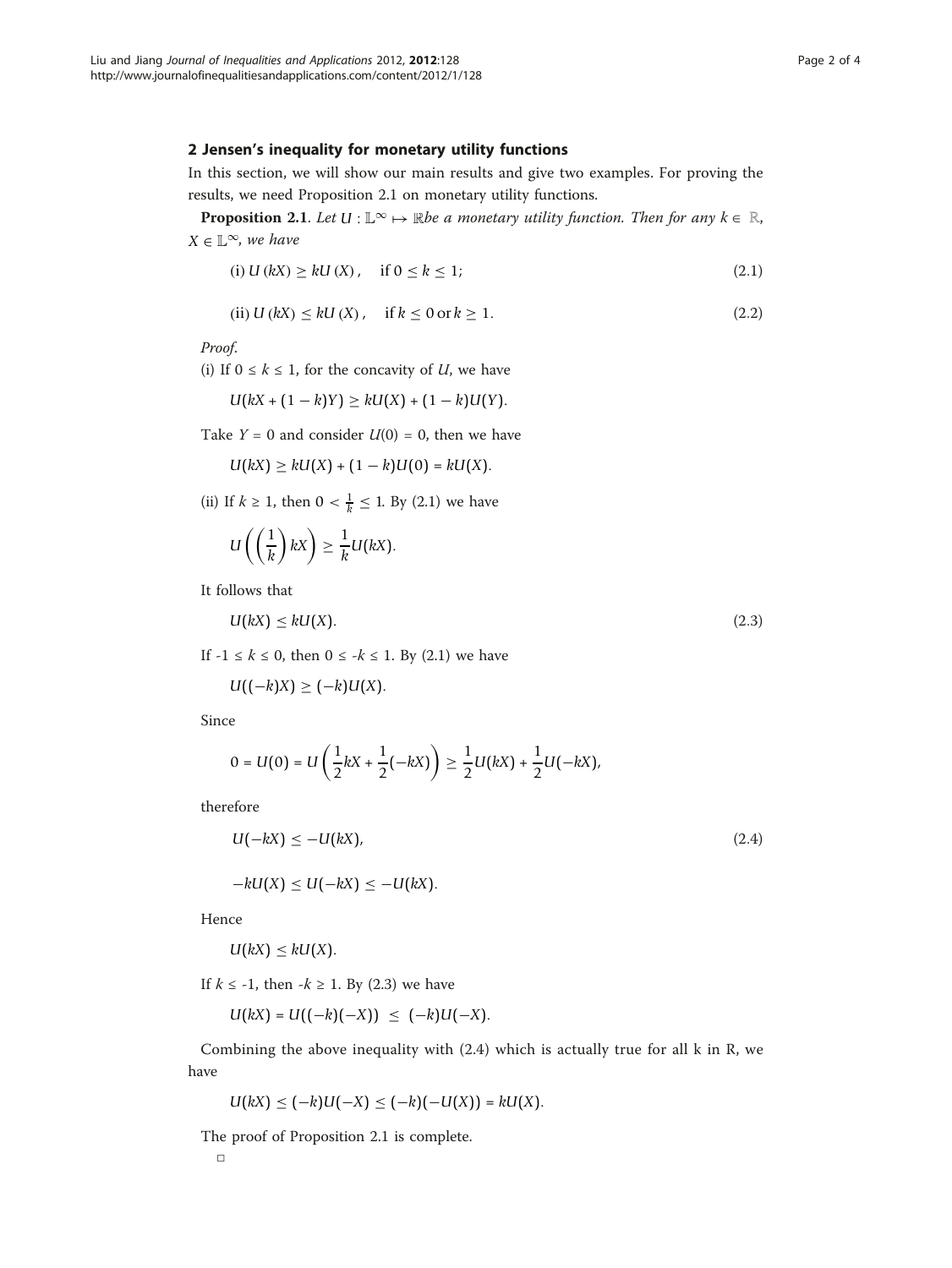## 2 Jensen's inequality for monetary utility functions

In this section, we will show our main results and give two examples. For proving the results, we need Proposition 2.1 on monetary utility functions.

**Proposition 2.1**. *Let* $U : \mathbb{L}^\infty \mapsto \mathbb{R}$ *be a monetary utility function. Then for any* $k \in \mathbb{R}$, $X \in \mathbb{L}^\infty$, *we have*

$$\text{(i) } U(kX) \geq kU(X), \quad \text{if } 0 \leq k \leq 1; \tag{2.1}$$

$$\text{(ii) } U(kX) \leq kU(X), \quad \text{if } k \leq 0 \text{ or } k \geq 1. \tag{2.2}$$

*Proof*.

(i) If $0 \leq k \leq 1$, for the concavity of $U$, we have

$$U(kX + (1-k)Y) \geq kU(X) + (1-k)U(Y).$$

Take $Y = 0$ and consider $U(0) = 0$, then we have

$$U(kX) \geq kU(X) + (1-k)U(0) = kU(X).$$

(ii) If $k \geq 1$, then $0 < \frac{1}{k} \leq 1$. By (2.1) we have

$$U\left(\left(\frac{1}{k}\right)kX\right) \geq \frac{1}{k}U(kX).$$

It follows that

$$U(kX) \leq kU(X). \tag{2.3}$$

If $-1 \leq k \leq 0$, then $0 \leq -k \leq 1$. By (2.1) we have

$$U((-k)X) \geq (-k)U(X).$$

Since

$$0 = U(0) = U\left(\frac{1}{2}kX + \frac{1}{2}(-kX)\right) \geq \frac{1}{2}U(kX) + \frac{1}{2}U(-kX),$$

therefore

$$U(-kX) \leq -U(kX), \tag{2.4}$$

$$-kU(X) \leq U(-kX) \leq -U(kX).$$

Hence

$$U(kX) \leq kU(X).$$

If $k \leq -1$, then $-k \geq 1$. By (2.3) we have

$$U(kX) = U((-k)(-X)) \leq (-k)U(-X).$$

Combining the above inequality with (2.4) which is actually true for all k in R, we have

$$U(kX) \leq (-k)U(-X) \leq (-k)(-U(X)) = kU(X).$$

The proof of Proposition 2.1 is complete.

□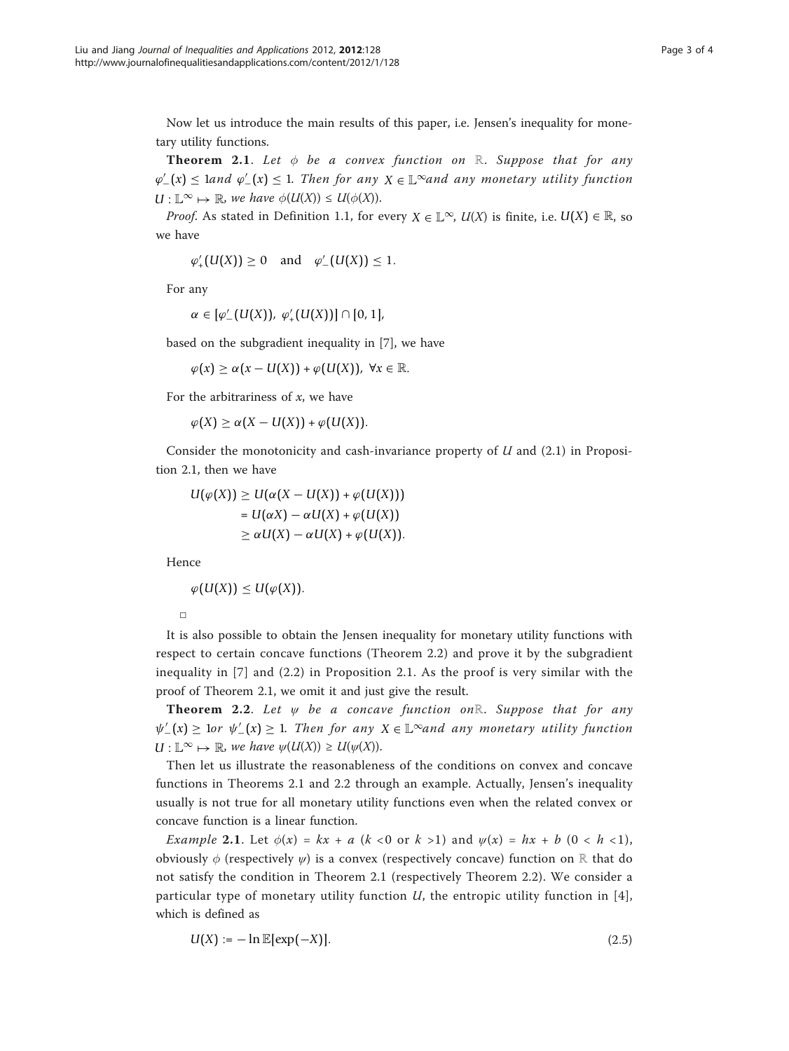Now let us introduce the main results of this paper, i.e. Jensen's inequality for monetary utility functions.

**Theorem 2.1**. *Let $\phi$ be a convex function on $\mathbb{R}$. Suppose that for any $\varphi'_{-}(x) \leq 1$and $\varphi'_{-}(x) \leq 1$. Then for any $X \in \mathbb{L}^{\infty}$and any monetary utility function $U : \mathbb{L}^{\infty} \mapsto \mathbb{R}$, we have $\phi(U(X)) \leq U(\phi(X))$.*

*Proof*. As stated in Definition 1.1, for every $X \in \mathbb{L}^{\infty}$, $U(X)$ is finite, i.e. $U(X) \in \mathbb{R}$, so we have

$$\varphi'_{+}(U(X)) \geq 0 \quad \text{and} \quad \varphi'_{-}(U(X)) \leq 1.$$

For any

$$\alpha \in [\varphi'_{-}(U(X)),\ \varphi'_{+}(U(X))] \cap [0,1],$$

based on the subgradient inequality in [7], we have

$$\varphi(x) \geq \alpha(x - U(X)) + \varphi(U(X)),\ \forall x \in \mathbb{R}.$$

For the arbitrariness of $x$, we have

$$\varphi(X) \geq \alpha(X - U(X)) + \varphi(U(X)).$$

Consider the monotonicity and cash-invariance property of $U$ and (2.1) in Proposition 2.1, then we have

$$\begin{aligned} U(\varphi(X)) &\geq U(\alpha(X - U(X)) + \varphi(U(X))) \\ &= U(\alpha X) - \alpha U(X) + \varphi(U(X)) \\ &\geq \alpha U(X) - \alpha U(X) + \varphi(U(X)). \end{aligned}$$

Hence

$$\varphi(U(X)) \leq U(\varphi(X)).$$

□

It is also possible to obtain the Jensen inequality for monetary utility functions with respect to certain concave functions (Theorem 2.2) and prove it by the subgradient inequality in [7] and (2.2) in Proposition 2.1. As the proof is very similar with the proof of Theorem 2.1, we omit it and just give the result.

**Theorem 2.2**. *Let $\psi$ be a concave function on$\mathbb{R}$. Suppose that for any $\psi'_{-}(x) \geq 1$or $\psi'_{-}(x) \geq 1$. Then for any $X \in \mathbb{L}^{\infty}$and any monetary utility function $U : \mathbb{L}^{\infty} \mapsto \mathbb{R}$, we have $\psi(U(X)) \geq U(\psi(X))$.*

Then let us illustrate the reasonableness of the conditions on convex and concave functions in Theorems 2.1 and 2.2 through an example. Actually, Jensen's inequality usually is not true for all monetary utility functions even when the related convex or concave function is a linear function.

*Example* **2.1**. Let $\phi(x) = kx + a$ ($k < 0$ or $k > 1$) and $\psi(x) = hx + b$ ($0 < h < 1$), obviously $\phi$ (respectively $\psi$) is a convex (respectively concave) function on $\mathbb{R}$ that do not satisfy the condition in Theorem 2.1 (respectively Theorem 2.2). We consider a particular type of monetary utility function $U$, the entropic utility function in [4], which is defined as

$$U(X) := -\ln \mathbb{E}[\exp(-X)]. \tag{2.5}$$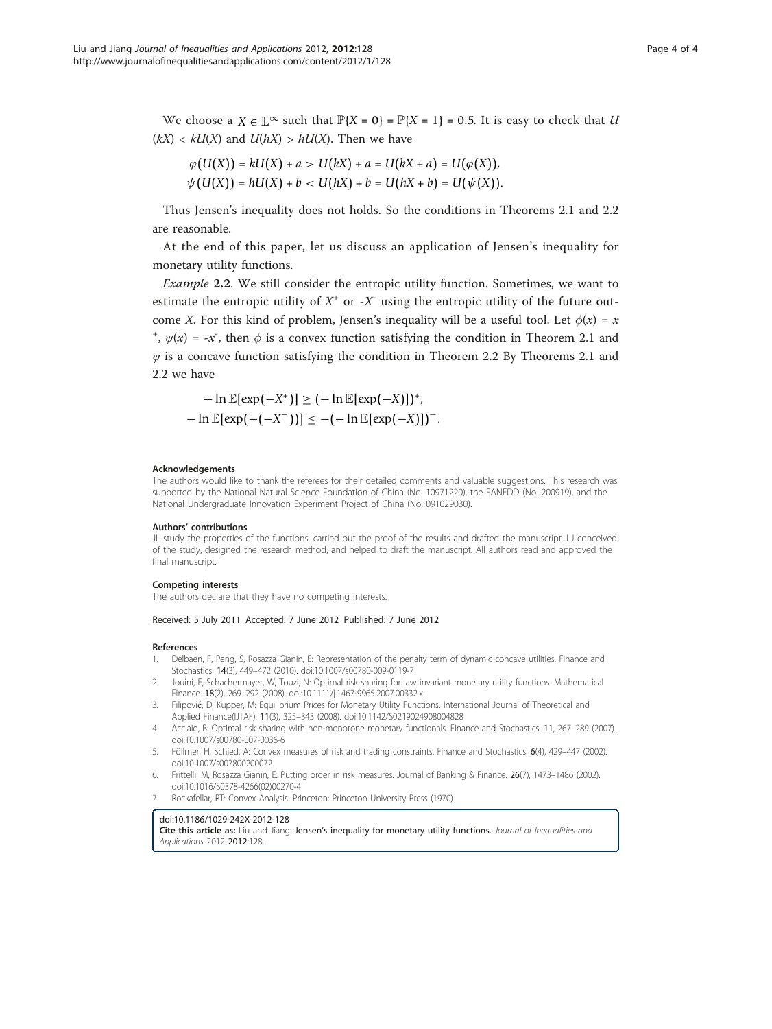We choose a $X \in \mathbb{L}^\infty$ such that $\mathbb{P}\{X = 0\} = \mathbb{P}\{X = 1\} = 0.5$. It is easy to check that $U(kX) < kU(X)$ and $U(hX) > hU(X)$. Then we have

$$\varphi(U(X)) = kU(X) + a > U(kX) + a = U(kX + a) = U(\varphi(X)),$$
$$\psi(U(X)) = hU(X) + b < U(hX) + b = U(hX + b) = U(\psi(X)).$$

Thus Jensen's inequality does not holds. So the conditions in Theorems 2.1 and 2.2 are reasonable.

At the end of this paper, let us discuss an application of Jensen's inequality for monetary utility functions.

*Example* **2.2**. We still consider the entropic utility function. Sometimes, we want to estimate the entropic utility of $X^+$ or $-X^-$ using the entropic utility of the future outcome $X$. For this kind of problem, Jensen's inequality will be a useful tool. Let $\phi(x) = x^+$, $\psi(x) = -x^-$, then $\phi$ is a convex function satisfying the condition in Theorem 2.1 and $\psi$ is a concave function satisfying the condition in Theorem 2.2 By Theorems 2.1 and 2.2 we have

$$-\ln \mathbb{E}[\exp(-X^+)] \geq (-\ln \mathbb{E}[\exp(-X)])^+,$$
$$-\ln \mathbb{E}[\exp(-(-X^-))] \leq -(-\ln \mathbb{E}[\exp(-X)])^-.$$

#### Acknowledgements

The authors would like to thank the referees for their detailed comments and valuable suggestions. This research was supported by the National Natural Science Foundation of China (No. 10971220), the FANEDD (No. 200919), and the National Undergraduate Innovation Experiment Project of China (No. 091029030).

#### Authors' contributions

JL study the properties of the functions, carried out the proof of the results and drafted the manuscript. LJ conceived of the study, designed the research method, and helped to draft the manuscript. All authors read and approved the final manuscript.

#### Competing interests

The authors declare that they have no competing interests.

Received: 5 July 2011 Accepted: 7 June 2012 Published: 7 June 2012

#### References

1. Delbaen, F, Peng, S, Rosazza Gianin, E: Representation of the penalty term of dynamic concave utilities. Finance and Stochastics. **14**(3), 449–472 (2010). doi:10.1007/s00780-009-0119-7
2. Jouini, E, Schachermayer, W, Touzi, N: Optimal risk sharing for law invariant monetary utility functions. Mathematical Finance. **18**(2), 269–292 (2008). doi:10.1111/j.1467-9965.2007.00332.x
3. Filipović, D, Kupper, M: Equilibrium Prices for Monetary Utility Functions. International Journal of Theoretical and Applied Finance(IJTAF). **11**(3), 325–343 (2008). doi:10.1142/S0219024908004828
4. Acciaio, B: Optimal risk sharing with non-monotone monetary functionals. Finance and Stochastics. **11**, 267–289 (2007). doi:10.1007/s00780-007-0036-6
5. Föllmer, H, Schied, A: Convex measures of risk and trading constraints. Finance and Stochastics. **6**(4), 429–447 (2002). doi:10.1007/s007800200072
6. Frittelli, M, Rosazza Gianin, E: Putting order in risk measures. Journal of Banking & Finance. **26**(7), 1473–1486 (2002). doi:10.1016/S0378-4266(02)00270-4
7. Rockafellar, RT: Convex Analysis. Princeton: Princeton University Press (1970)

doi:10.1186/1029-242X-2012-128

**Cite this article as:** Liu and Jiang: Jensen's inequality for monetary utility functions. *Journal of Inequalities and Applications* 2012 **2012**:128.